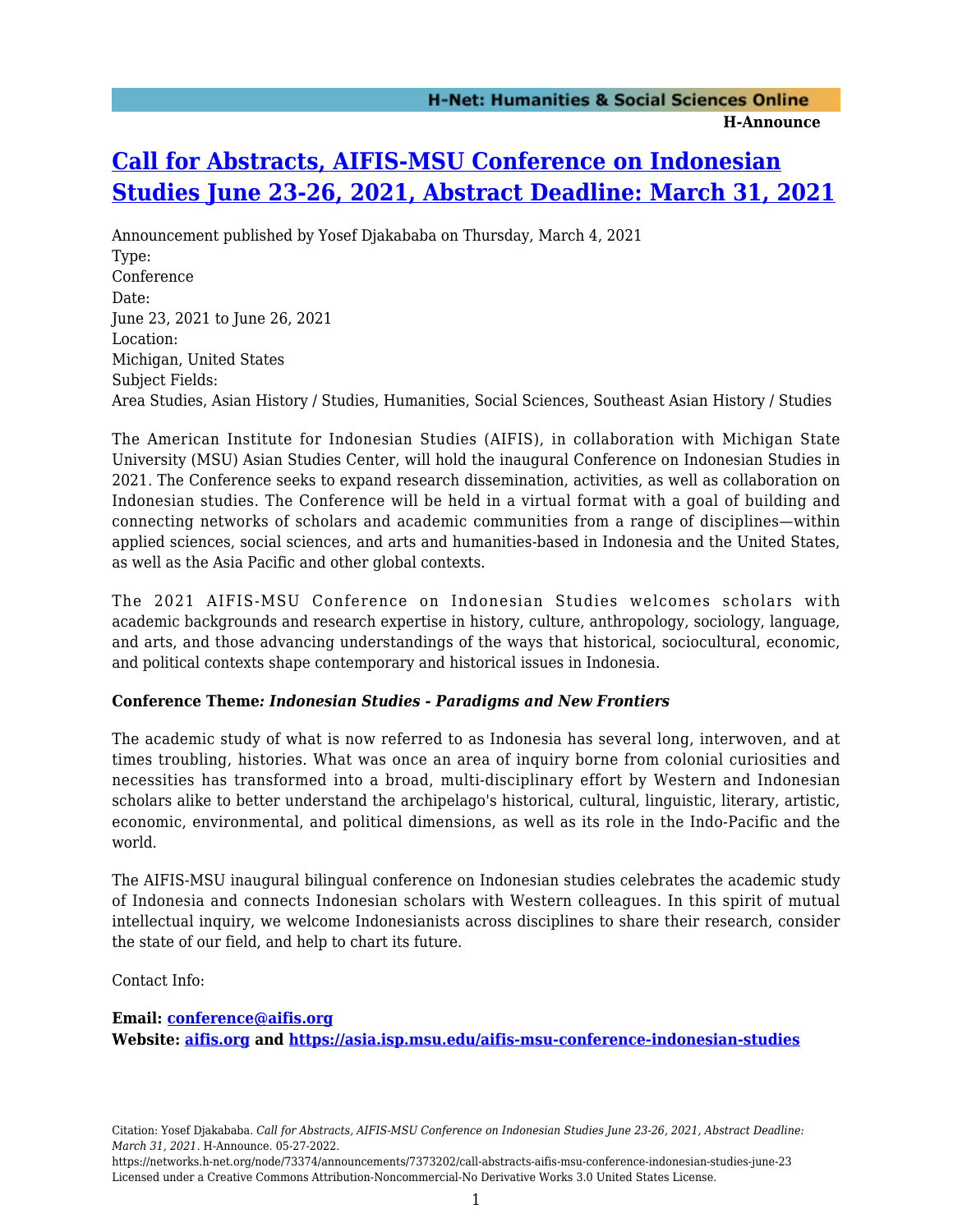# [Call for Abstracts, AIFIS-MSU Conference on Indonesian Studies June 23-26, 2021, Abstract Deadline: March 31, 2021](https://networks.h-net.org/node/73374/announcements/7373202/call-abstracts-aifis-msu-conference-indonesian-studies-june-23)

Announcement published by Yosef Djakababa on Thursday, March 4, 2021

Type:
Conference

Date:
June 23, 2021 to June 26, 2021

Location:
Michigan, United States

Subject Fields:
Area Studies, Asian History / Studies, Humanities, Social Sciences, Southeast Asian History / Studies

The American Institute for Indonesian Studies (AIFIS), in collaboration with Michigan State University (MSU) Asian Studies Center, will hold the inaugural Conference on Indonesian Studies in 2021. The Conference seeks to expand research dissemination, activities, as well as collaboration on Indonesian studies. The Conference will be held in a virtual format with a goal of building and connecting networks of scholars and academic communities from a range of disciplines—within applied sciences, social sciences, and arts and humanities-based in Indonesia and the United States, as well as the Asia Pacific and other global contexts.

The 2021 AIFIS-MSU Conference on Indonesian Studies welcomes scholars with academic backgrounds and research expertise in history, culture, anthropology, sociology, language, and arts, and those advancing understandings of the ways that historical, sociocultural, economic, and political contexts shape contemporary and historical issues in Indonesia.

**Conference Theme*: Indonesian Studies - Paradigms and New Frontiers***

The academic study of what is now referred to as Indonesia has several long, interwoven, and at times troubling, histories. What was once an area of inquiry borne from colonial curiosities and necessities has transformed into a broad, multi-disciplinary effort by Western and Indonesian scholars alike to better understand the archipelago's historical, cultural, linguistic, literary, artistic, economic, environmental, and political dimensions, as well as its role in the Indo-Pacific and the world.

The AIFIS-MSU inaugural bilingual conference on Indonesian studies celebrates the academic study of Indonesia and connects Indonesian scholars with Western colleagues. In this spirit of mutual intellectual inquiry, we welcome Indonesianists across disciplines to share their research, consider the state of our field, and help to chart its future.

Contact Info:

**Email: [conference@aifis.org](mailto:conference@aifis.org)**
**Website: [aifis.org](http://aifis.org) and [https://asia.isp.msu.edu/aifis-msu-conference-indonesian-studies](https://asia.isp.msu.edu/aifis-msu-conference-indonesian-studies)**

Citation: Yosef Djakababa. *Call for Abstracts, AIFIS-MSU Conference on Indonesian Studies June 23-26, 2021, Abstract Deadline: March 31, 2021*. H-Announce. 05-27-2022.
https://networks.h-net.org/node/73374/announcements/7373202/call-abstracts-aifis-msu-conference-indonesian-studies-june-23
Licensed under a Creative Commons Attribution-Noncommercial-No Derivative Works 3.0 United States License.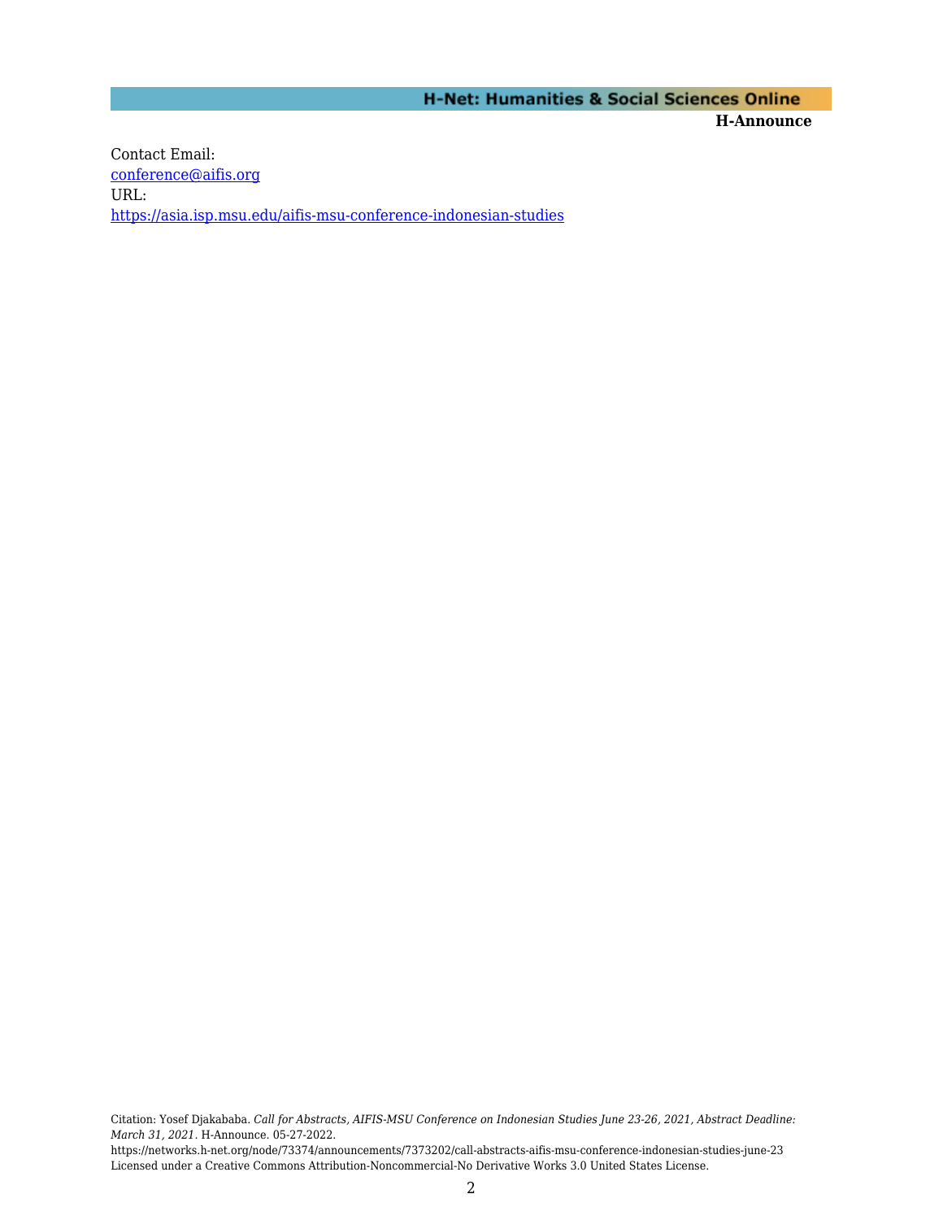Contact Email:
[conference@aifis.org](mailto:conference@aifis.org)
URL:
[https://asia.isp.msu.edu/aifis-msu-conference-indonesian-studies](https://asia.isp.msu.edu/aifis-msu-conference-indonesian-studies)

Citation: Yosef Djakababa. *Call for Abstracts, AIFIS-MSU Conference on Indonesian Studies June 23-26, 2021, Abstract Deadline: March 31, 2021*. H-Announce. 05-27-2022.
https://networks.h-net.org/node/73374/announcements/7373202/call-abstracts-aifis-msu-conference-indonesian-studies-june-23
Licensed under a Creative Commons Attribution-Noncommercial-No Derivative Works 3.0 United States License.